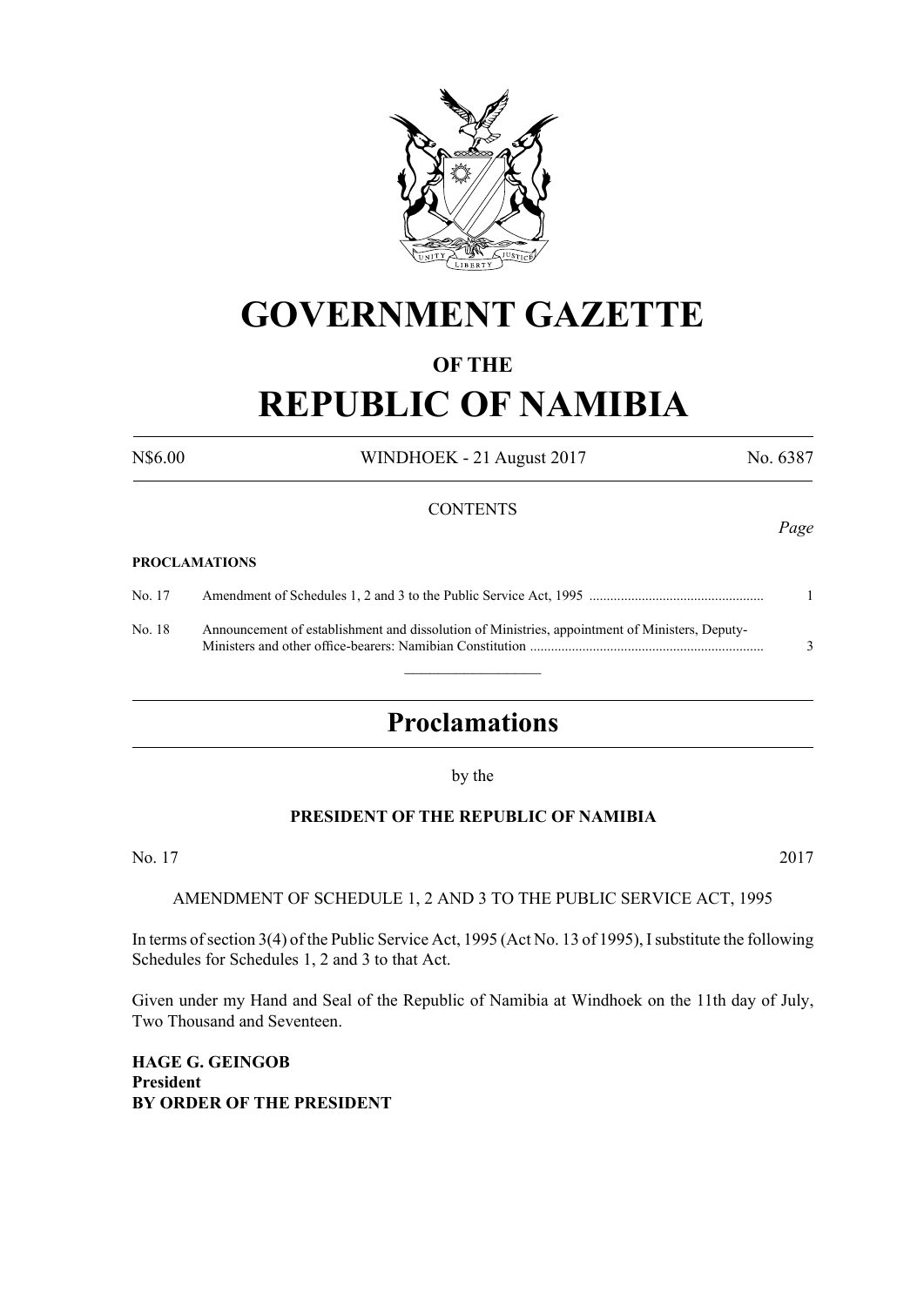# GOVERNMENT GAZETTE

## OF THE

# REPUBLIC OF NAMIBIA

N$6.00 WINDHOEK - 21 August 2017 No. 6387

CONTENTS

*Page*

**PROCLAMATIONS**

| | | |
|---|---|---|
| No. 17 | Amendment of Schedules 1, 2 and 3 to the Public Service Act, 1995 ................................................. | 1 |
| No. 18 | Announcement of establishment and dissolution of Ministries, appointment of Ministers, Deputy-Ministers and other office-bearers: Namibian Constitution .................................................................. | 3 |

---

## Proclamations

by the

**PRESIDENT OF THE REPUBLIC OF NAMIBIA**

No. 17 2017

AMENDMENT OF SCHEDULE 1, 2 AND 3 TO THE PUBLIC SERVICE ACT, 1995

In terms of section 3(4) of the Public Service Act, 1995 (Act No. 13 of 1995), I substitute the following Schedules for Schedules 1, 2 and 3 to that Act.

Given under my Hand and Seal of the Republic of Namibia at Windhoek on the 11th day of July, Two Thousand and Seventeen.

**HAGE G. GEINGOB**
**President**
**BY ORDER OF THE PRESIDENT**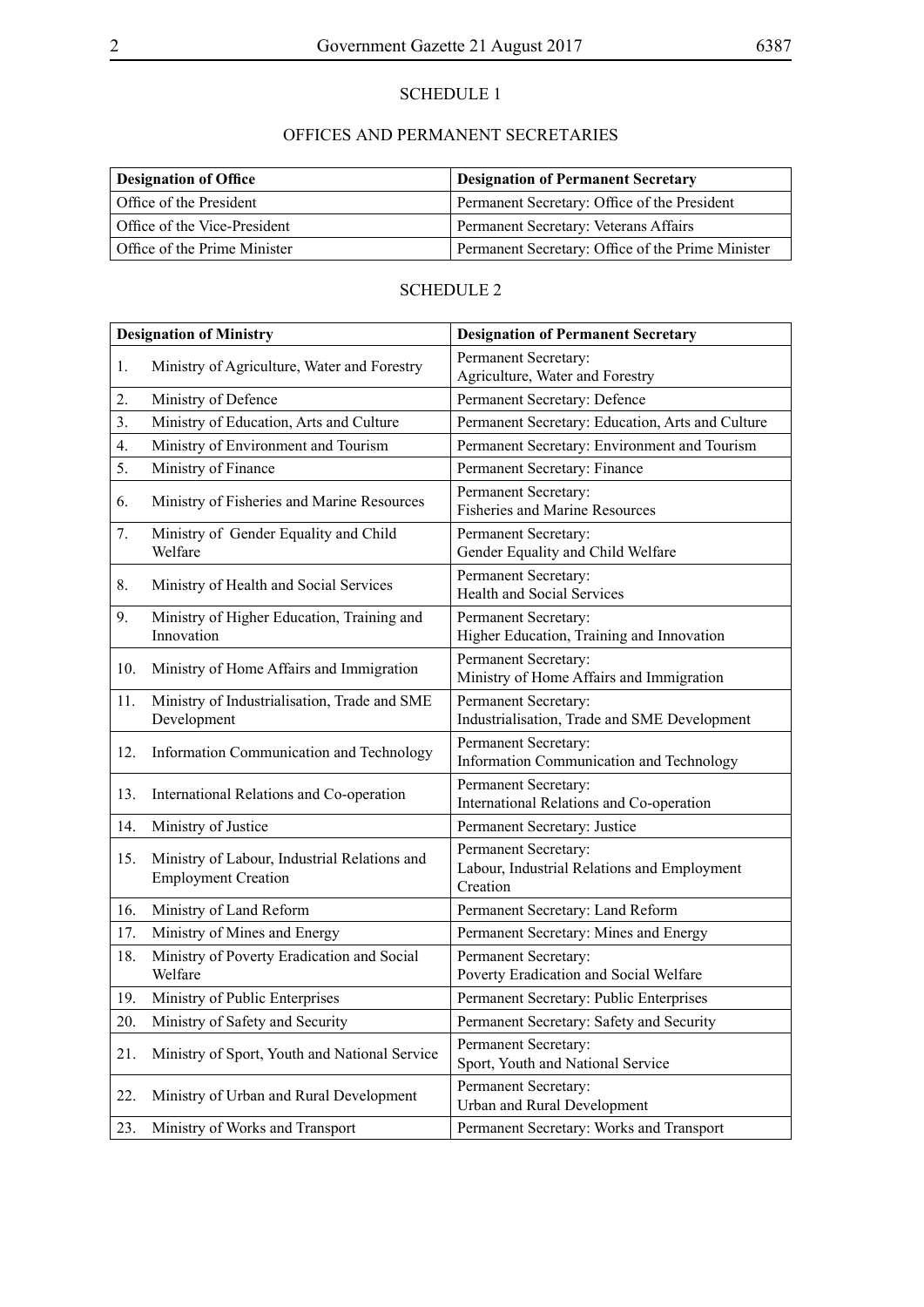## SCHEDULE 1

### OFFICES AND PERMANENT SECRETARIES

| Designation of Office | Designation of Permanent Secretary |
|---|---|
| Office of the President | Permanent Secretary: Office of the President |
| Office of the Vice-President | Permanent Secretary: Veterans Affairs |
| Office of the Prime Minister | Permanent Secretary: Office of the Prime Minister |

## SCHEDULE 2

| Designation of Ministry | Designation of Permanent Secretary |
|---|---|
| 1. Ministry of Agriculture, Water and Forestry | Permanent Secretary: Agriculture, Water and Forestry |
| 2. Ministry of Defence | Permanent Secretary: Defence |
| 3. Ministry of Education, Arts and Culture | Permanent Secretary: Education, Arts and Culture |
| 4. Ministry of Environment and Tourism | Permanent Secretary: Environment and Tourism |
| 5. Ministry of Finance | Permanent Secretary: Finance |
| 6. Ministry of Fisheries and Marine Resources | Permanent Secretary: Fisheries and Marine Resources |
| 7. Ministry of Gender Equality and Child Welfare | Permanent Secretary: Gender Equality and Child Welfare |
| 8. Ministry of Health and Social Services | Permanent Secretary: Health and Social Services |
| 9. Ministry of Higher Education, Training and Innovation | Permanent Secretary: Higher Education, Training and Innovation |
| 10. Ministry of Home Affairs and Immigration | Permanent Secretary: Ministry of Home Affairs and Immigration |
| 11. Ministry of Industrialisation, Trade and SME Development | Permanent Secretary: Industrialisation, Trade and SME Development |
| 12. Information Communication and Technology | Permanent Secretary: Information Communication and Technology |
| 13. International Relations and Co-operation | Permanent Secretary: International Relations and Co-operation |
| 14. Ministry of Justice | Permanent Secretary: Justice |
| 15. Ministry of Labour, Industrial Relations and Employment Creation | Permanent Secretary: Labour, Industrial Relations and Employment Creation |
| 16. Ministry of Land Reform | Permanent Secretary: Land Reform |
| 17. Ministry of Mines and Energy | Permanent Secretary: Mines and Energy |
| 18. Ministry of Poverty Eradication and Social Welfare | Permanent Secretary: Poverty Eradication and Social Welfare |
| 19. Ministry of Public Enterprises | Permanent Secretary: Public Enterprises |
| 20. Ministry of Safety and Security | Permanent Secretary: Safety and Security |
| 21. Ministry of Sport, Youth and National Service | Permanent Secretary: Sport, Youth and National Service |
| 22. Ministry of Urban and Rural Development | Permanent Secretary: Urban and Rural Development |
| 23. Ministry of Works and Transport | Permanent Secretary: Works and Transport |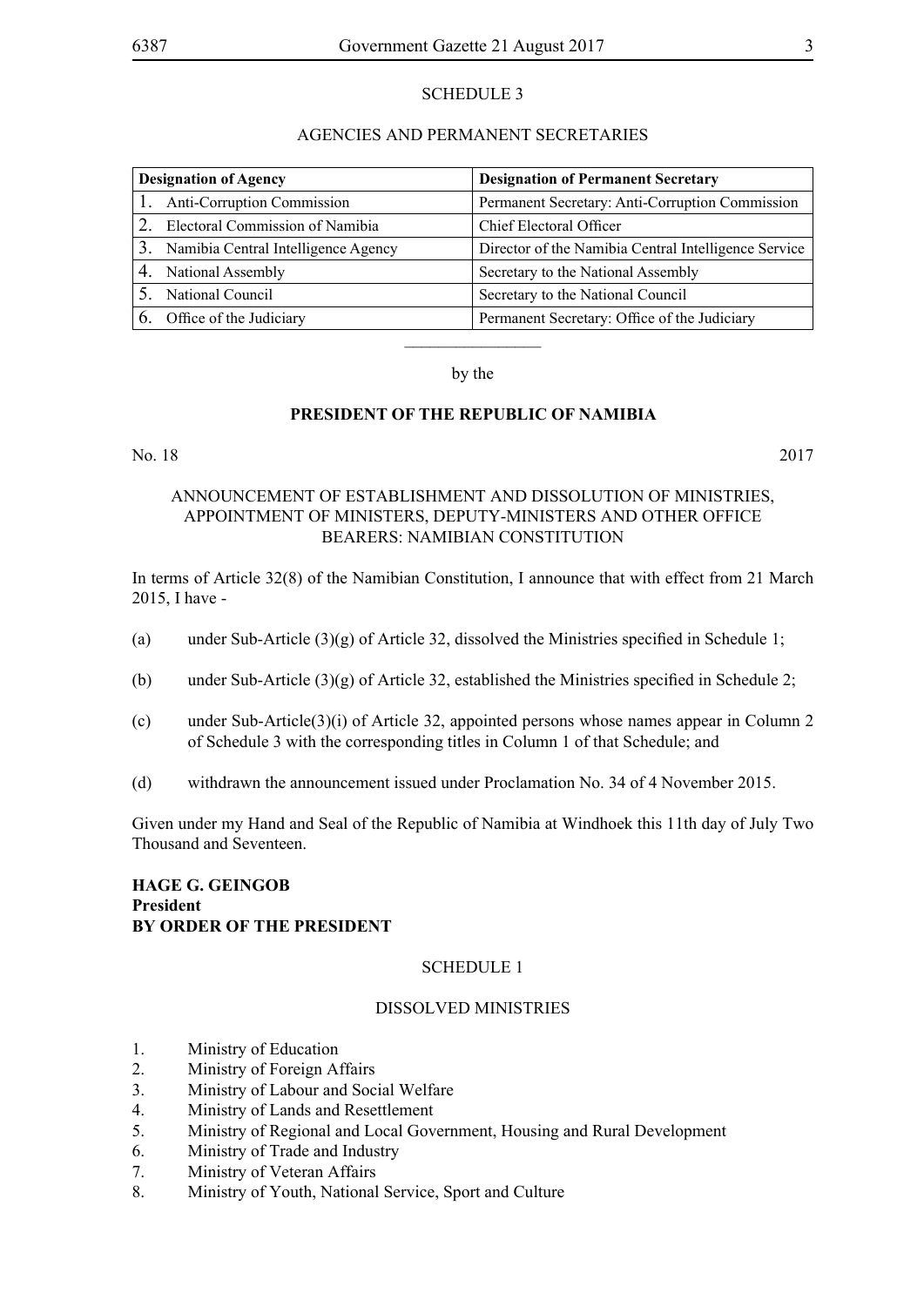## SCHEDULE 3

### AGENCIES AND PERMANENT SECRETARIES

| Designation of Agency | Designation of Permanent Secretary |
|---|---|
| 1. Anti-Corruption Commission | Permanent Secretary: Anti-Corruption Commission |
| 2. Electoral Commission of Namibia | Chief Electoral Officer |
| 3. Namibia Central Intelligence Agency | Director of the Namibia Central Intelligence Service |
| 4. National Assembly | Secretary to the National Assembly |
| 5. National Council | Secretary to the National Council |
| 6. Office of the Judiciary | Permanent Secretary: Office of the Judiciary |

---

by the

## PRESIDENT OF THE REPUBLIC OF NAMIBIA

No. 18 2017

### ANNOUNCEMENT OF ESTABLISHMENT AND DISSOLUTION OF MINISTRIES, APPOINTMENT OF MINISTERS, DEPUTY-MINISTERS AND OTHER OFFICE BEARERS: NAMIBIAN CONSTITUTION

In terms of Article 32(8) of the Namibian Constitution, I announce that with effect from 21 March 2015, I have -

(a) under Sub-Article (3)(g) of Article 32, dissolved the Ministries specified in Schedule 1;

(b) under Sub-Article (3)(g) of Article 32, established the Ministries specified in Schedule 2;

(c) under Sub-Article(3)(i) of Article 32, appointed persons whose names appear in Column 2 of Schedule 3 with the corresponding titles in Column 1 of that Schedule; and

(d) withdrawn the announcement issued under Proclamation No. 34 of 4 November 2015.

Given under my Hand and Seal of the Republic of Namibia at Windhoek this 11th day of July Two Thousand and Seventeen.

**HAGE G. GEINGOB**
**President**
**BY ORDER OF THE PRESIDENT**

## SCHEDULE 1

### DISSOLVED MINISTRIES

1. Ministry of Education
2. Ministry of Foreign Affairs
3. Ministry of Labour and Social Welfare
4. Ministry of Lands and Resettlement
5. Ministry of Regional and Local Government, Housing and Rural Development
6. Ministry of Trade and Industry
7. Ministry of Veteran Affairs
8. Ministry of Youth, National Service, Sport and Culture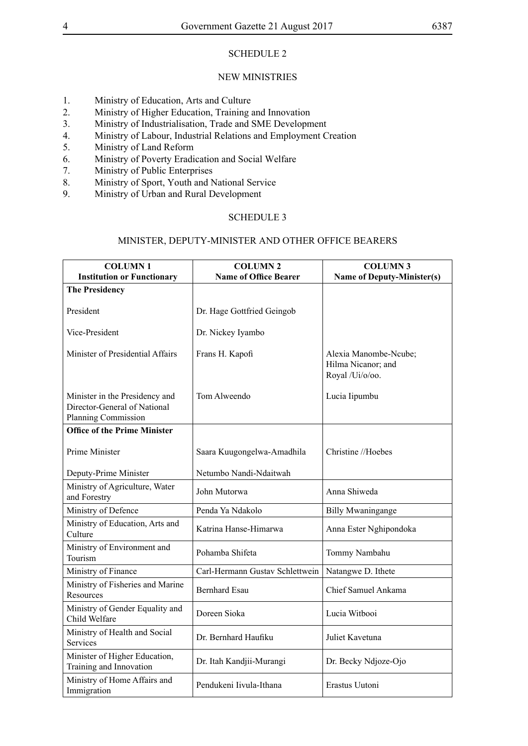## SCHEDULE 2

## NEW MINISTRIES

1. Ministry of Education, Arts and Culture
2. Ministry of Higher Education, Training and Innovation
3. Ministry of Industrialisation, Trade and SME Development
4. Ministry of Labour, Industrial Relations and Employment Creation
5. Ministry of Land Reform
6. Ministry of Poverty Eradication and Social Welfare
7. Ministry of Public Enterprises
8. Ministry of Sport, Youth and National Service
9. Ministry of Urban and Rural Development

## SCHEDULE 3

## MINISTER, DEPUTY-MINISTER AND OTHER OFFICE BEARERS

| **COLUMN 1** **Institution or Functionary** | **COLUMN 2** **Name of Office Bearer** | **COLUMN 3** **Name of Deputy-Minister(s)** |
|---|---|---|
| **The Presidency** | | |
| President | Dr. Hage Gottfried Geingob | |
| Vice-President | Dr. Nickey Iyambo | |
| Minister of Presidential Affairs | Frans H. Kapofi | Alexia Manombe-Ncube; Hilma Nicanor; and Royal /Ui/o/oo. |
| Minister in the Presidency and Director-General of National Planning Commission | Tom Alweendo | Lucia Iipumbu |
| **Office of the Prime Minister** | | |
| Prime Minister | Saara Kuugongelwa-Amadhila | Christine //Hoebes |
| Deputy-Prime Minister | Netumbo Nandi-Ndaitwah | |
| Ministry of Agriculture, Water and Forestry | John Mutorwa | Anna Shiweda |
| Ministry of Defence | Penda Ya Ndakolo | Billy Mwaningange |
| Ministry of Education, Arts and Culture | Katrina Hanse-Himarwa | Anna Ester Nghipondoka |
| Ministry of Environment and Tourism | Pohamba Shifeta | Tommy Nambahu |
| Ministry of Finance | Carl-Hermann Gustav Schlettwein | Natangwe D. Ithete |
| Ministry of Fisheries and Marine Resources | Bernhard Esau | Chief Samuel Ankama |
| Ministry of Gender Equality and Child Welfare | Doreen Sioka | Lucia Witbooi |
| Ministry of Health and Social Services | Dr. Bernhard Haufiku | Juliet Kavetuna |
| Minister of Higher Education, Training and Innovation | Dr. Itah Kandjii-Murangi | Dr. Becky Ndjoze-Ojo |
| Ministry of Home Affairs and Immigration | Pendukeni Iivula-Ithana | Erastus Uutoni |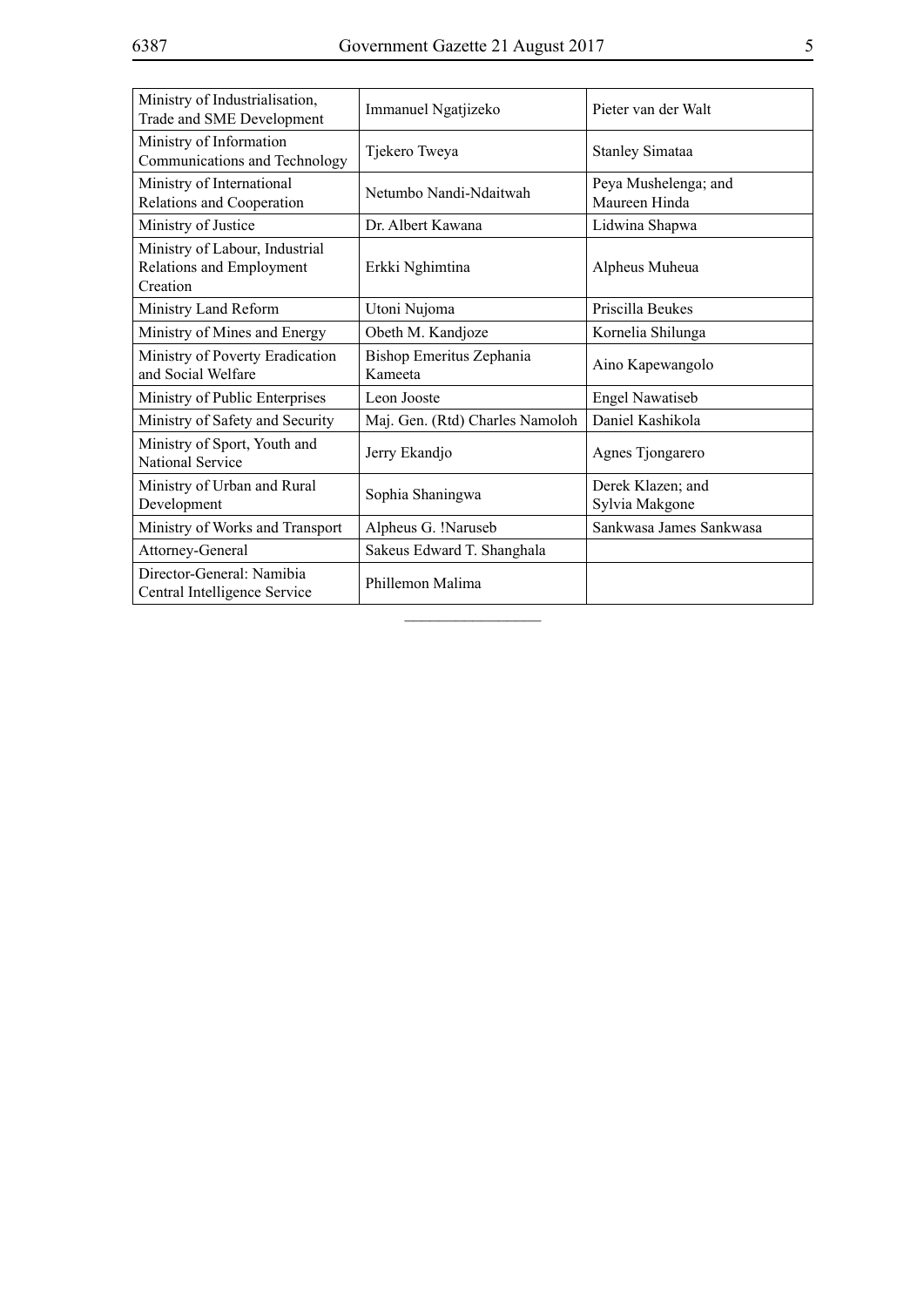| | | |
|---|---|---|
| Ministry of Industrialisation, Trade and SME Development | Immanuel Ngatjizeko | Pieter van der Walt |
| Ministry of Information Communications and Technology | Tjekero Tweya | Stanley Simataa |
| Ministry of International Relations and Cooperation | Netumbo Nandi-Ndaitwah | Peya Mushelenga; and Maureen Hinda |
| Ministry of Justice | Dr. Albert Kawana | Lidwina Shapwa |
| Ministry of Labour, Industrial Relations and Employment Creation | Erkki Nghimtina | Alpheus Muheua |
| Ministry Land Reform | Utoni Nujoma | Priscilla Beukes |
| Ministry of Mines and Energy | Obeth M. Kandjoze | Kornelia Shilunga |
| Ministry of Poverty Eradication and Social Welfare | Bishop Emeritus Zephania Kameeta | Aino Kapewangolo |
| Ministry of Public Enterprises | Leon Jooste | Engel Nawatiseb |
| Ministry of Safety and Security | Maj. Gen. (Rtd) Charles Namoloh | Daniel Kashikola |
| Ministry of Sport, Youth and National Service | Jerry Ekandjo | Agnes Tjongarero |
| Ministry of Urban and Rural Development | Sophia Shaningwa | Derek Klazen; and Sylvia Makgone |
| Ministry of Works and Transport | Alpheus G. !Naruseb | Sankwasa James Sankwasa |
| Attorney-General | Sakeus Edward T. Shanghala | |
| Director-General: Namibia Central Intelligence Service | Phillemon Malima | |

________________